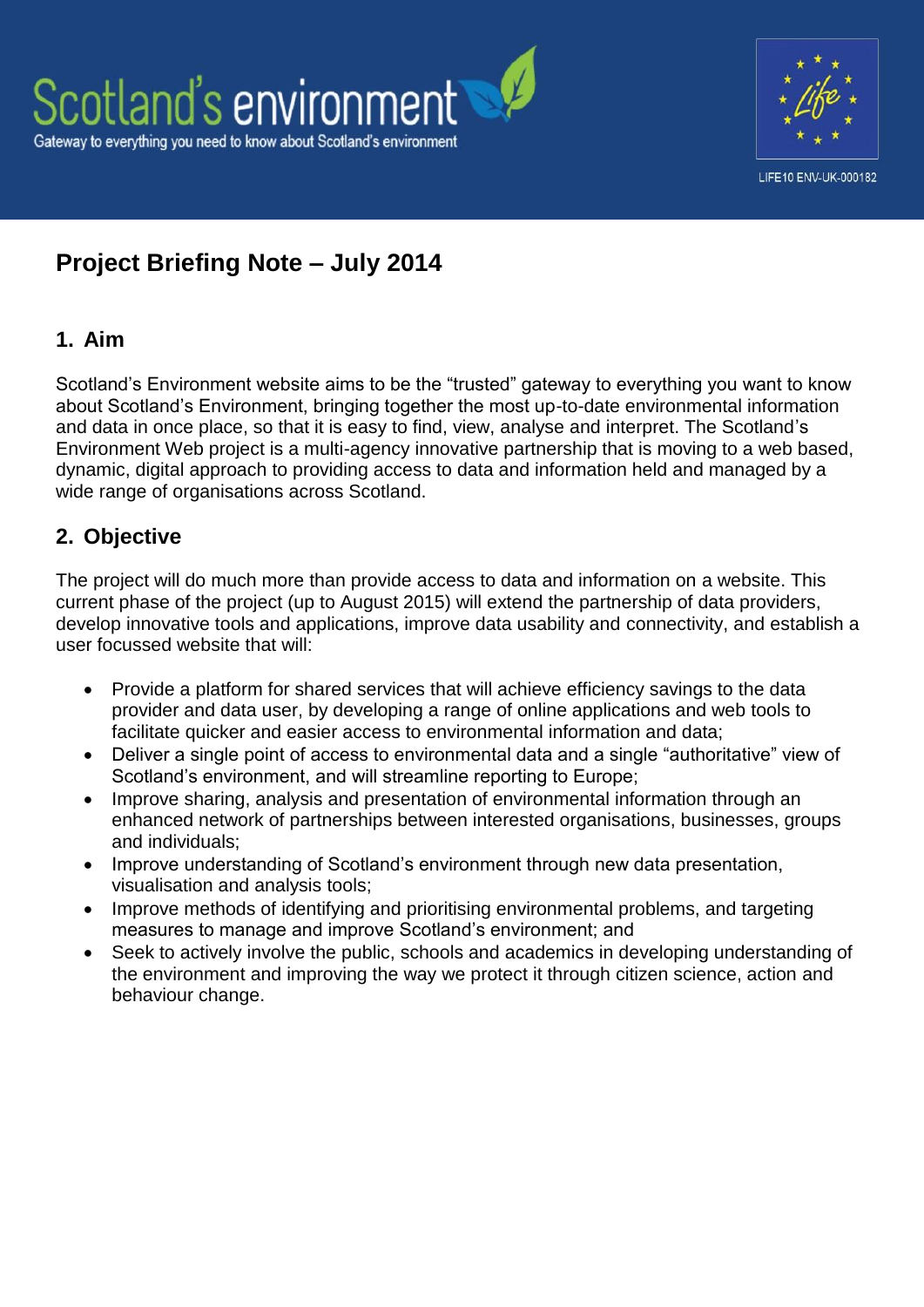Scotland's environment

Gateway to everything you need to know about Scotland's environment

LIFE10 ENV-UK-000182

# Project Briefing Note – July 2014

## 1. Aim

Scotland's Environment website aims to be the "trusted" gateway to everything you want to know about Scotland's Environment, bringing together the most up-to-date environmental information and data in once place, so that it is easy to find, view, analyse and interpret. The Scotland's Environment Web project is a multi-agency innovative partnership that is moving to a web based, dynamic, digital approach to providing access to data and information held and managed by a wide range of organisations across Scotland.

## 2. Objective

The project will do much more than provide access to data and information on a website. This current phase of the project (up to August 2015) will extend the partnership of data providers, develop innovative tools and applications, improve data usability and connectivity, and establish a user focussed website that will:

- Provide a platform for shared services that will achieve efficiency savings to the data provider and data user, by developing a range of online applications and web tools to facilitate quicker and easier access to environmental information and data;
- Deliver a single point of access to environmental data and a single "authoritative" view of Scotland's environment, and will streamline reporting to Europe;
- Improve sharing, analysis and presentation of environmental information through an enhanced network of partnerships between interested organisations, businesses, groups and individuals;
- Improve understanding of Scotland's environment through new data presentation, visualisation and analysis tools;
- Improve methods of identifying and prioritising environmental problems, and targeting measures to manage and improve Scotland's environment; and
- Seek to actively involve the public, schools and academics in developing understanding of the environment and improving the way we protect it through citizen science, action and behaviour change.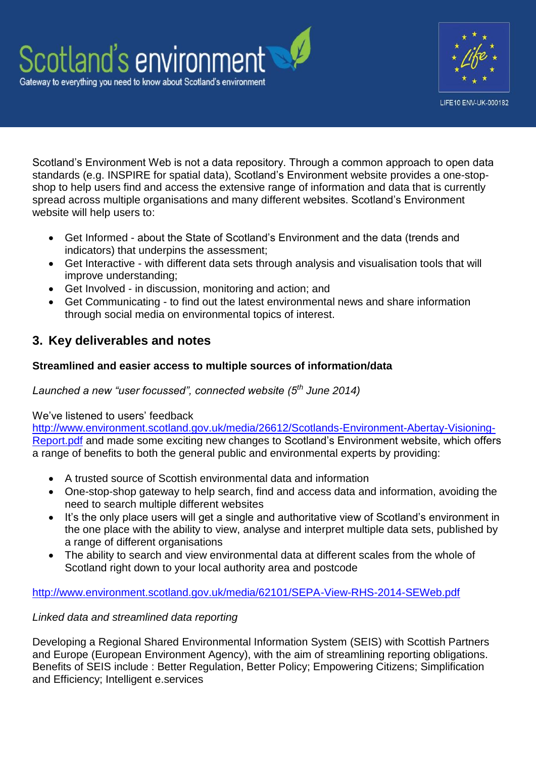Scotland's Environment Web is not a data repository. Through a common approach to open data standards (e.g. INSPIRE for spatial data), Scotland's Environment website provides a one-stop-shop to help users find and access the extensive range of information and data that is currently spread across multiple organisations and many different websites. Scotland's Environment website will help users to:

- Get Informed - about the State of Scotland's Environment and the data (trends and indicators) that underpins the assessment;
- Get Interactive - with different data sets through analysis and visualisation tools that will improve understanding;
- Get Involved - in discussion, monitoring and action; and
- Get Communicating - to find out the latest environmental news and share information through social media on environmental topics of interest.

## 3. Key deliverables and notes

**Streamlined and easier access to multiple sources of information/data**

*Launched a new "user focussed", connected website (5th June 2014)*

We've listened to users' feedback http://www.environment.scotland.gov.uk/media/26612/Scotlands-Environment-Abertay-Visioning-Report.pdf and made some exciting new changes to Scotland's Environment website, which offers a range of benefits to both the general public and environmental experts by providing:

- A trusted source of Scottish environmental data and information
- One-stop-shop gateway to help search, find and access data and information, avoiding the need to search multiple different websites
- It's the only place users will get a single and authoritative view of Scotland's environment in the one place with the ability to view, analyse and interpret multiple data sets, published by a range of different organisations
- The ability to search and view environmental data at different scales from the whole of Scotland right down to your local authority area and postcode

http://www.environment.scotland.gov.uk/media/62101/SEPA-View-RHS-2014-SEWeb.pdf

*Linked data and streamlined data reporting*

Developing a Regional Shared Environmental Information System (SEIS) with Scottish Partners and Europe (European Environment Agency), with the aim of streamlining reporting obligations. Benefits of SEIS include : Better Regulation, Better Policy; Empowering Citizens; Simplification and Efficiency; Intelligent e.services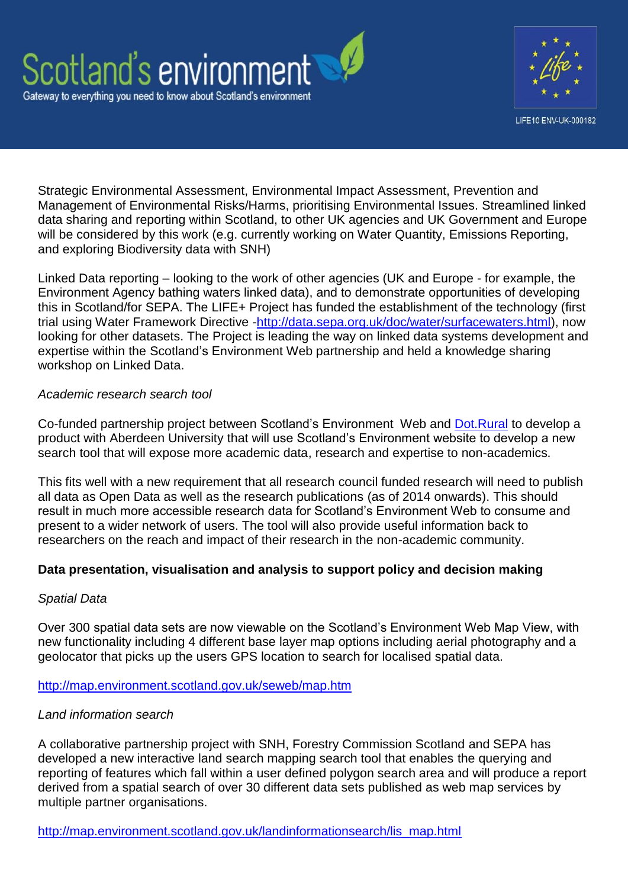Strategic Environmental Assessment, Environmental Impact Assessment, Prevention and Management of Environmental Risks/Harms, prioritising Environmental Issues. Streamlined linked data sharing and reporting within Scotland, to other UK agencies and UK Government and Europe will be considered by this work (e.g. currently working on Water Quantity, Emissions Reporting, and exploring Biodiversity data with SNH)

Linked Data reporting – looking to the work of other agencies (UK and Europe - for example, the Environment Agency bathing waters linked data), and to demonstrate opportunities of developing this in Scotland/for SEPA. The LIFE+ Project has funded the establishment of the technology (first trial using Water Framework Directive -http://data.sepa.org.uk/doc/water/surfacewaters.html), now looking for other datasets. The Project is leading the way on linked data systems development and expertise within the Scotland's Environment Web partnership and held a knowledge sharing workshop on Linked Data.

*Academic research search tool*

Co-funded partnership project between Scotland's Environment Web and Dot.Rural to develop a product with Aberdeen University that will use Scotland's Environment website to develop a new search tool that will expose more academic data, research and expertise to non-academics.

This fits well with a new requirement that all research council funded research will need to publish all data as Open Data as well as the research publications (as of 2014 onwards). This should result in much more accessible research data for Scotland's Environment Web to consume and present to a wider network of users. The tool will also provide useful information back to researchers on the reach and impact of their research in the non-academic community.

**Data presentation, visualisation and analysis to support policy and decision making**

*Spatial Data*

Over 300 spatial data sets are now viewable on the Scotland's Environment Web Map View, with new functionality including 4 different base layer map options including aerial photography and a geolocator that picks up the users GPS location to search for localised spatial data.

http://map.environment.scotland.gov.uk/seweb/map.htm

*Land information search*

A collaborative partnership project with SNH, Forestry Commission Scotland and SEPA has developed a new interactive land search mapping search tool that enables the querying and reporting of features which fall within a user defined polygon search area and will produce a report derived from a spatial search of over 30 different data sets published as web map services by multiple partner organisations.

http://map.environment.scotland.gov.uk/landinformationsearch/lis_map.html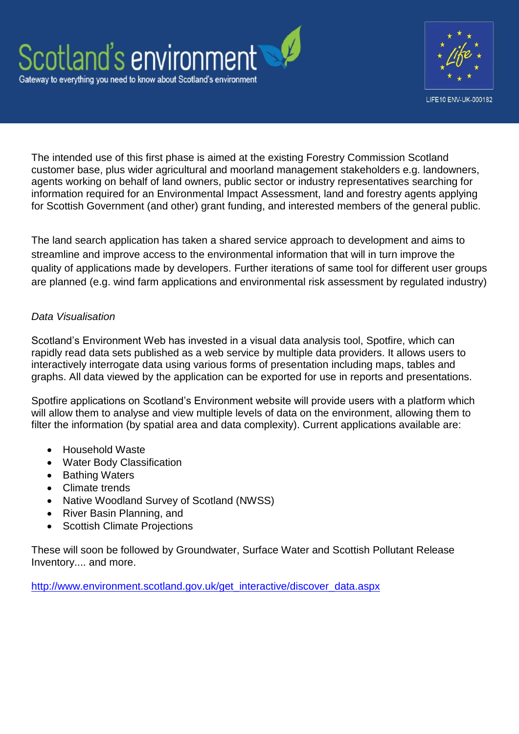The intended use of this first phase is aimed at the existing Forestry Commission Scotland customer base, plus wider agricultural and moorland management stakeholders e.g. landowners, agents working on behalf of land owners, public sector or industry representatives searching for information required for an Environmental Impact Assessment, land and forestry agents applying for Scottish Government (and other) grant funding, and interested members of the general public.

The land search application has taken a shared service approach to development and aims to streamline and improve access to the environmental information that will in turn improve the quality of applications made by developers. Further iterations of same tool for different user groups are planned (e.g. wind farm applications and environmental risk assessment by regulated industry)

*Data Visualisation*

Scotland's Environment Web has invested in a visual data analysis tool, Spotfire, which can rapidly read data sets published as a web service by multiple data providers. It allows users to interactively interrogate data using various forms of presentation including maps, tables and graphs. All data viewed by the application can be exported for use in reports and presentations.

Spotfire applications on Scotland's Environment website will provide users with a platform which will allow them to analyse and view multiple levels of data on the environment, allowing them to filter the information (by spatial area and data complexity). Current applications available are:

- Household Waste
- Water Body Classification
- Bathing Waters
- Climate trends
- Native Woodland Survey of Scotland (NWSS)
- River Basin Planning, and
- Scottish Climate Projections

These will soon be followed by Groundwater, Surface Water and Scottish Pollutant Release Inventory.... and more.

http://www.environment.scotland.gov.uk/get_interactive/discover_data.aspx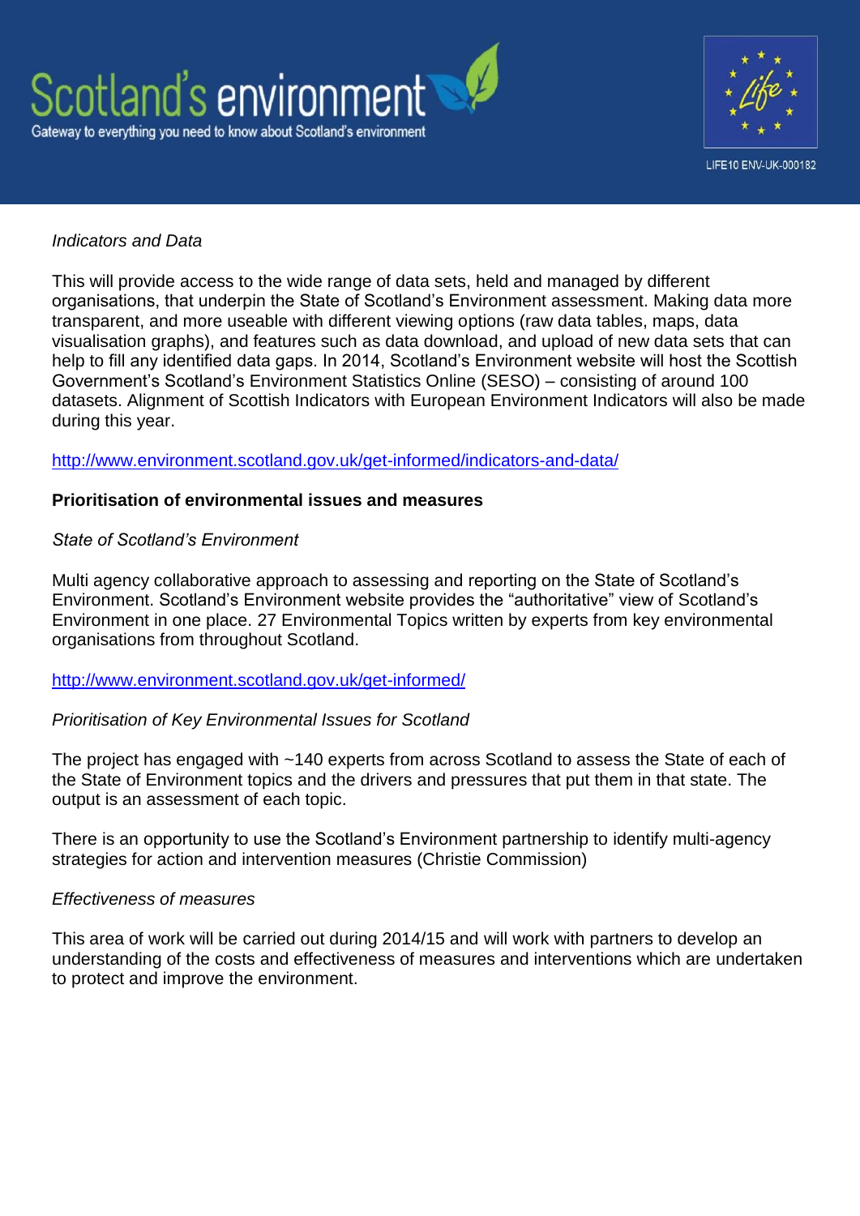*Indicators and Data*

This will provide access to the wide range of data sets, held and managed by different organisations, that underpin the State of Scotland's Environment assessment. Making data more transparent, and more useable with different viewing options (raw data tables, maps, data visualisation graphs), and features such as data download, and upload of new data sets that can help to fill any identified data gaps. In 2014, Scotland's Environment website will host the Scottish Government's Scotland's Environment Statistics Online (SESO) – consisting of around 100 datasets. Alignment of Scottish Indicators with European Environment Indicators will also be made during this year.

http://www.environment.scotland.gov.uk/get-informed/indicators-and-data/

**Prioritisation of environmental issues and measures**

*State of Scotland's Environment*

Multi agency collaborative approach to assessing and reporting on the State of Scotland's Environment. Scotland's Environment website provides the "authoritative" view of Scotland's Environment in one place. 27 Environmental Topics written by experts from key environmental organisations from throughout Scotland.

http://www.environment.scotland.gov.uk/get-informed/

*Prioritisation of Key Environmental Issues for Scotland*

The project has engaged with ~140 experts from across Scotland to assess the State of each of the State of Environment topics and the drivers and pressures that put them in that state. The output is an assessment of each topic.

There is an opportunity to use the Scotland's Environment partnership to identify multi-agency strategies for action and intervention measures (Christie Commission)

*Effectiveness of measures*

This area of work will be carried out during 2014/15 and will work with partners to develop an understanding of the costs and effectiveness of measures and interventions which are undertaken to protect and improve the environment.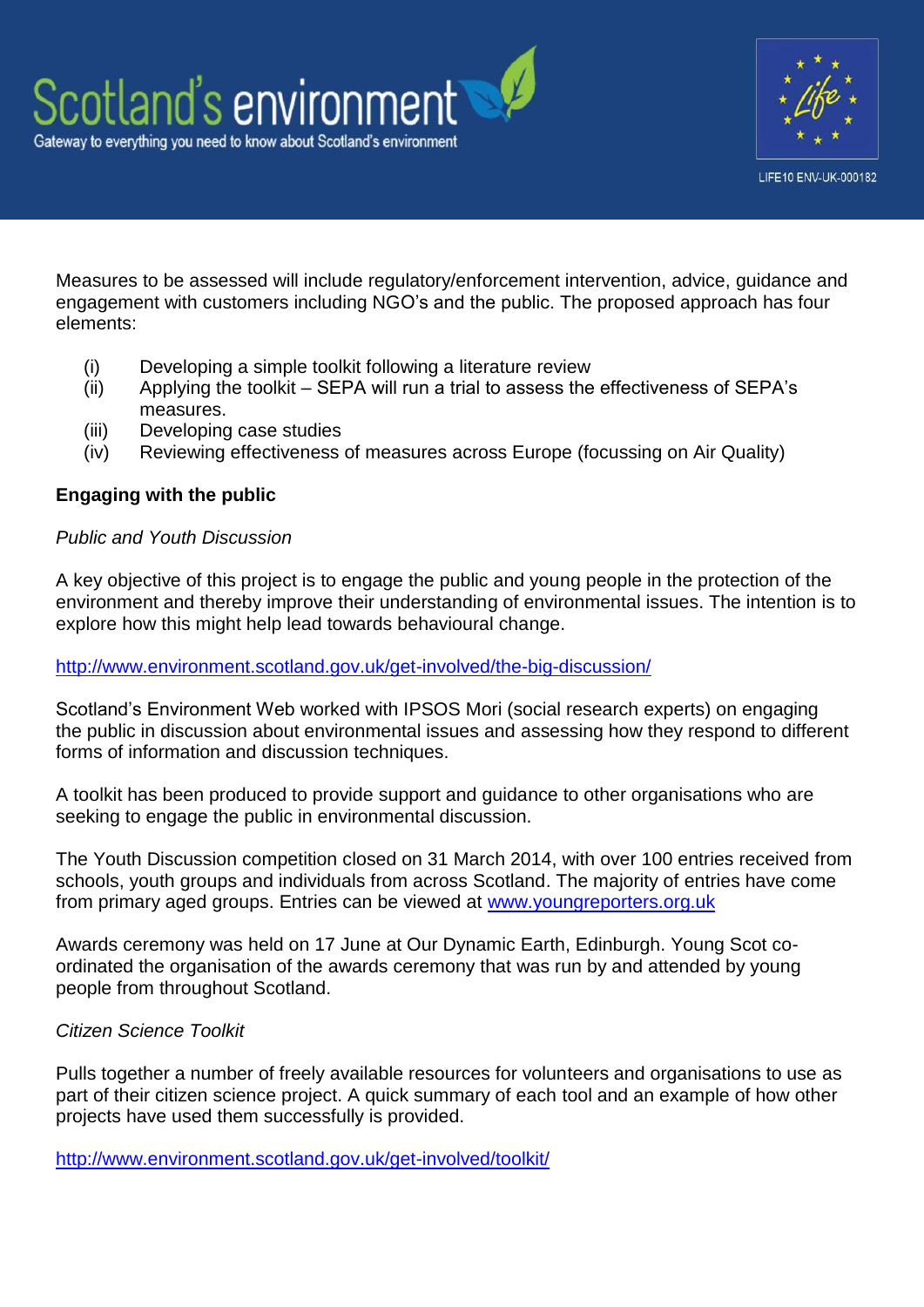Measures to be assessed will include regulatory/enforcement intervention, advice, guidance and engagement with customers including NGO's and the public. The proposed approach has four elements:

(i) Developing a simple toolkit following a literature review
(ii) Applying the toolkit – SEPA will run a trial to assess the effectiveness of SEPA's measures.
(iii) Developing case studies
(iv) Reviewing effectiveness of measures across Europe (focussing on Air Quality)

**Engaging with the public**

*Public and Youth Discussion*

A key objective of this project is to engage the public and young people in the protection of the environment and thereby improve their understanding of environmental issues. The intention is to explore how this might help lead towards behavioural change.

http://www.environment.scotland.gov.uk/get-involved/the-big-discussion/

Scotland's Environment Web worked with IPSOS Mori (social research experts) on engaging the public in discussion about environmental issues and assessing how they respond to different forms of information and discussion techniques.

A toolkit has been produced to provide support and guidance to other organisations who are seeking to engage the public in environmental discussion.

The Youth Discussion competition closed on 31 March 2014, with over 100 entries received from schools, youth groups and individuals from across Scotland. The majority of entries have come from primary aged groups. Entries can be viewed at www.youngreporters.org.uk

Awards ceremony was held on 17 June at Our Dynamic Earth, Edinburgh. Young Scot co-ordinated the organisation of the awards ceremony that was run by and attended by young people from throughout Scotland.

*Citizen Science Toolkit*

Pulls together a number of freely available resources for volunteers and organisations to use as part of their citizen science project. A quick summary of each tool and an example of how other projects have used them successfully is provided.

http://www.environment.scotland.gov.uk/get-involved/toolkit/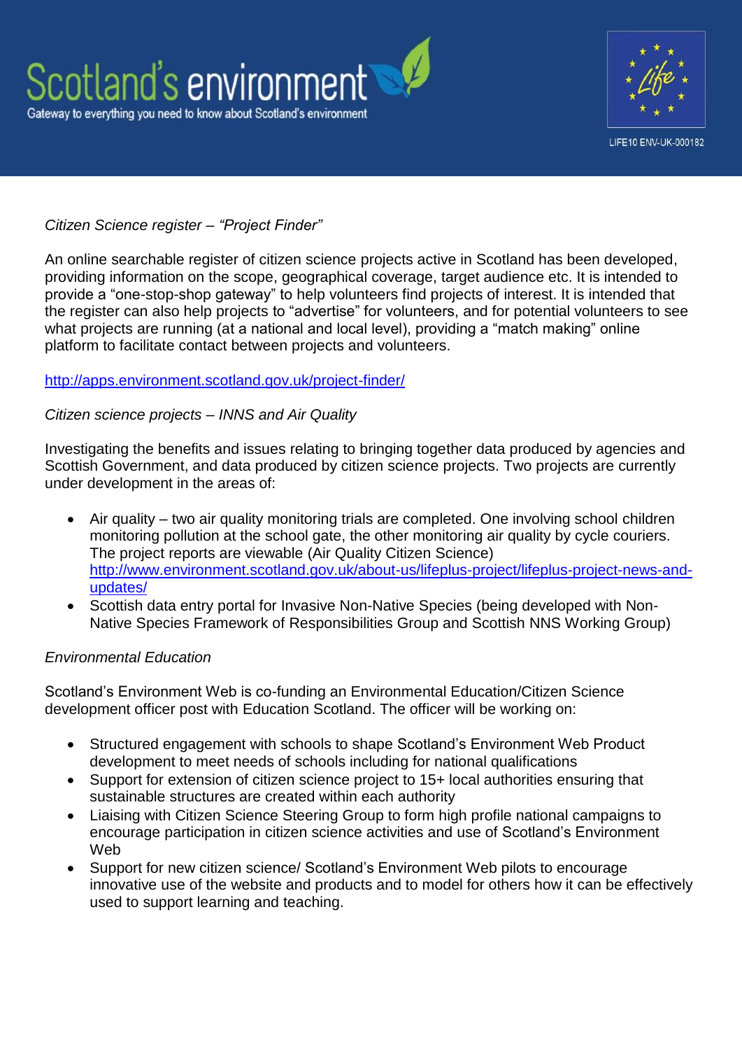*Citizen Science register – "Project Finder"*

An online searchable register of citizen science projects active in Scotland has been developed, providing information on the scope, geographical coverage, target audience etc. It is intended to provide a "one-stop-shop gateway" to help volunteers find projects of interest. It is intended that the register can also help projects to "advertise" for volunteers, and for potential volunteers to see what projects are running (at a national and local level), providing a "match making" online platform to facilitate contact between projects and volunteers.

http://apps.environment.scotland.gov.uk/project-finder/

*Citizen science projects – INNS and Air Quality*

Investigating the benefits and issues relating to bringing together data produced by agencies and Scottish Government, and data produced by citizen science projects. Two projects are currently under development in the areas of:

- Air quality – two air quality monitoring trials are completed. One involving school children monitoring pollution at the school gate, the other monitoring air quality by cycle couriers. The project reports are viewable (Air Quality Citizen Science) http://www.environment.scotland.gov.uk/about-us/lifeplus-project/lifeplus-project-news-and-updates/
- Scottish data entry portal for Invasive Non-Native Species (being developed with Non-Native Species Framework of Responsibilities Group and Scottish NNS Working Group)

*Environmental Education*

Scotland's Environment Web is co-funding an Environmental Education/Citizen Science development officer post with Education Scotland. The officer will be working on:

- Structured engagement with schools to shape Scotland's Environment Web Product development to meet needs of schools including for national qualifications
- Support for extension of citizen science project to 15+ local authorities ensuring that sustainable structures are created within each authority
- Liaising with Citizen Science Steering Group to form high profile national campaigns to encourage participation in citizen science activities and use of Scotland's Environment Web
- Support for new citizen science/ Scotland's Environment Web pilots to encourage innovative use of the website and products and to model for others how it can be effectively used to support learning and teaching.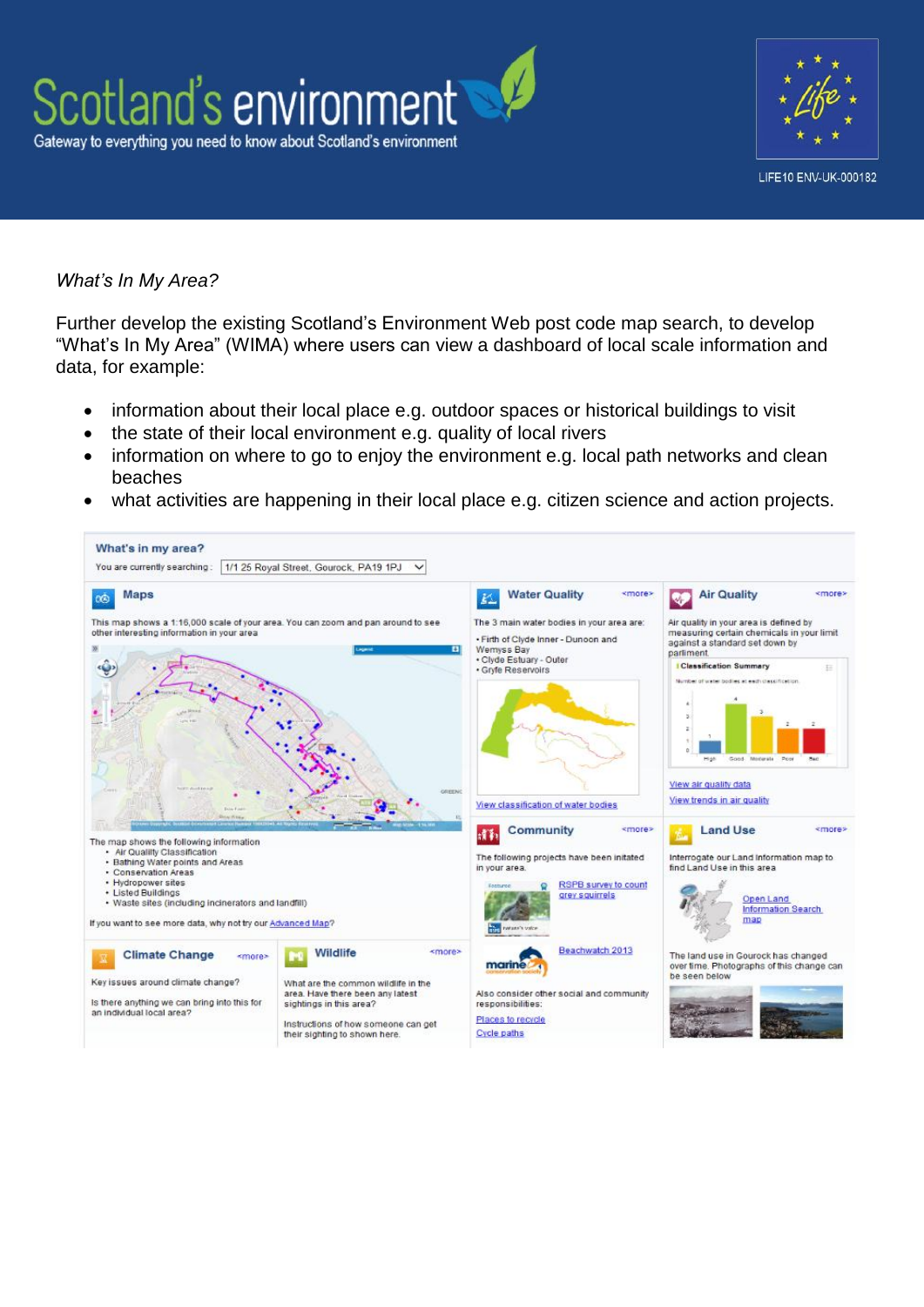*What's In My Area?*

Further develop the existing Scotland's Environment Web post code map search, to develop "What's In My Area" (WIMA) where users can view a dashboard of local scale information and data, for example:

- information about their local place e.g. outdoor spaces or historical buildings to visit
- the state of their local environment e.g. quality of local rivers
- information on where to go to enjoy the environment e.g. local path networks and clean beaches
- what activities are happening in their local place e.g. citizen science and action projects.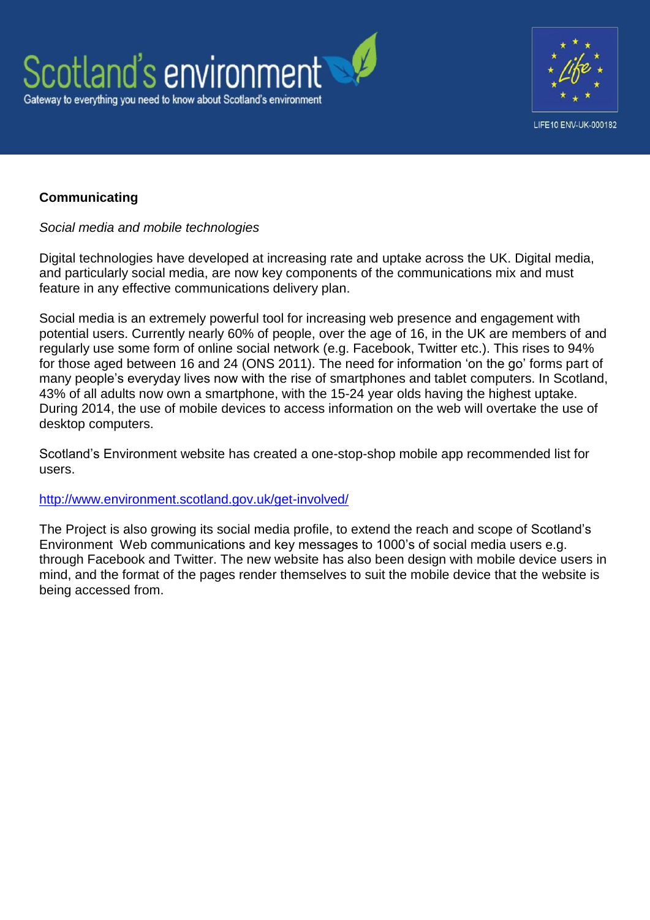**Communicating**

*Social media and mobile technologies*

Digital technologies have developed at increasing rate and uptake across the UK. Digital media, and particularly social media, are now key components of the communications mix and must feature in any effective communications delivery plan.

Social media is an extremely powerful tool for increasing web presence and engagement with potential users. Currently nearly 60% of people, over the age of 16, in the UK are members of and regularly use some form of online social network (e.g. Facebook, Twitter etc.). This rises to 94% for those aged between 16 and 24 (ONS 2011). The need for information 'on the go' forms part of many people's everyday lives now with the rise of smartphones and tablet computers. In Scotland, 43% of all adults now own a smartphone, with the 15-24 year olds having the highest uptake. During 2014, the use of mobile devices to access information on the web will overtake the use of desktop computers.

Scotland's Environment website has created a one-stop-shop mobile app recommended list for users.

http://www.environment.scotland.gov.uk/get-involved/

The Project is also growing its social media profile, to extend the reach and scope of Scotland's Environment Web communications and key messages to 1000's of social media users e.g. through Facebook and Twitter. The new website has also been design with mobile device users in mind, and the format of the pages render themselves to suit the mobile device that the website is being accessed from.